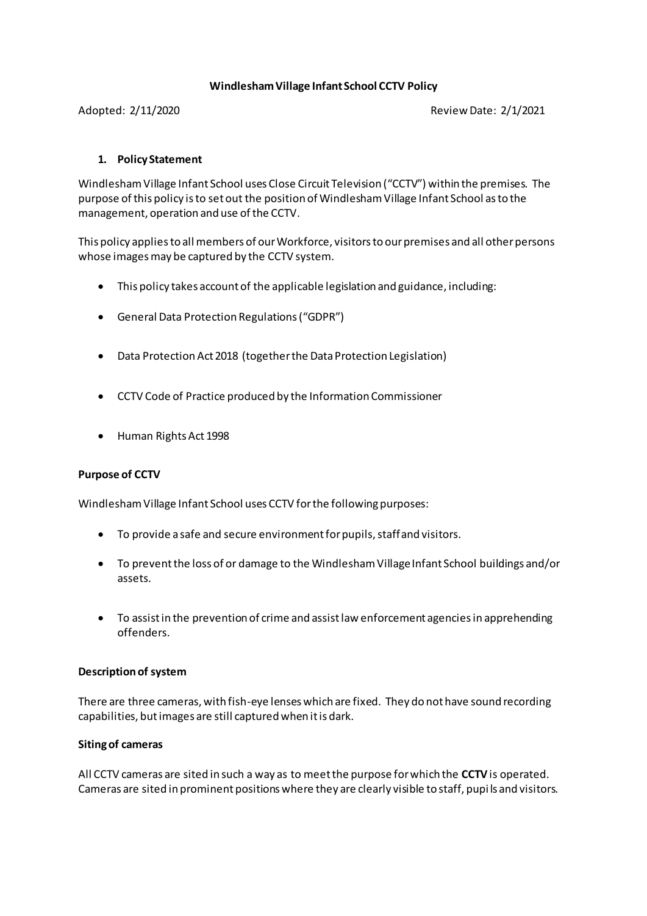# Windlesham Village Infant School CCTV Policy

Adopted: 2/11/2020 Review Date: 2/1/2021

## 1. Policy Statement

Windlesham Village Infant School uses Close Circuit Television ("CCTV") within the premises. The purpose of this policy is to set out the position of Windlesham Village Infant School as to the management, operation and use of the CCTV.

This policy applies to all members of our Workforce, visitors to our premises and all other persons whose images may be captured by the CCTV system.

- This policy takes account of the applicable legislation and guidance, including:
- General Data Protection Regulations ("GDPR")
- Data Protection Act 2018 (together the Data Protection Legislation)
- CCTV Code of Practice produced by the Information Commissioner
- Human Rights Act 1998

### Purpose of CCTV

Windlesham Village Infant School uses CCTV for the following purposes:

- To provide a safe and secure environment for pupils, staff and visitors.
- To prevent the loss of or damage to the Windlesham Village Infant School buildings and/or assets.
- To assist in the prevention of crime and assist law enforcement agencies in apprehending offenders.

### Description of system

There are three cameras, with fish-eye lenses which are fixed. They do not have sound recording capabilities, but images are still captured when it is dark.

### Siting of cameras

All CCTV cameras are sited in such a way as to meet the purpose for which the **CCTV** is operated. Cameras are sited in prominent positions where they are clearly visible to staff, pupils and visitors.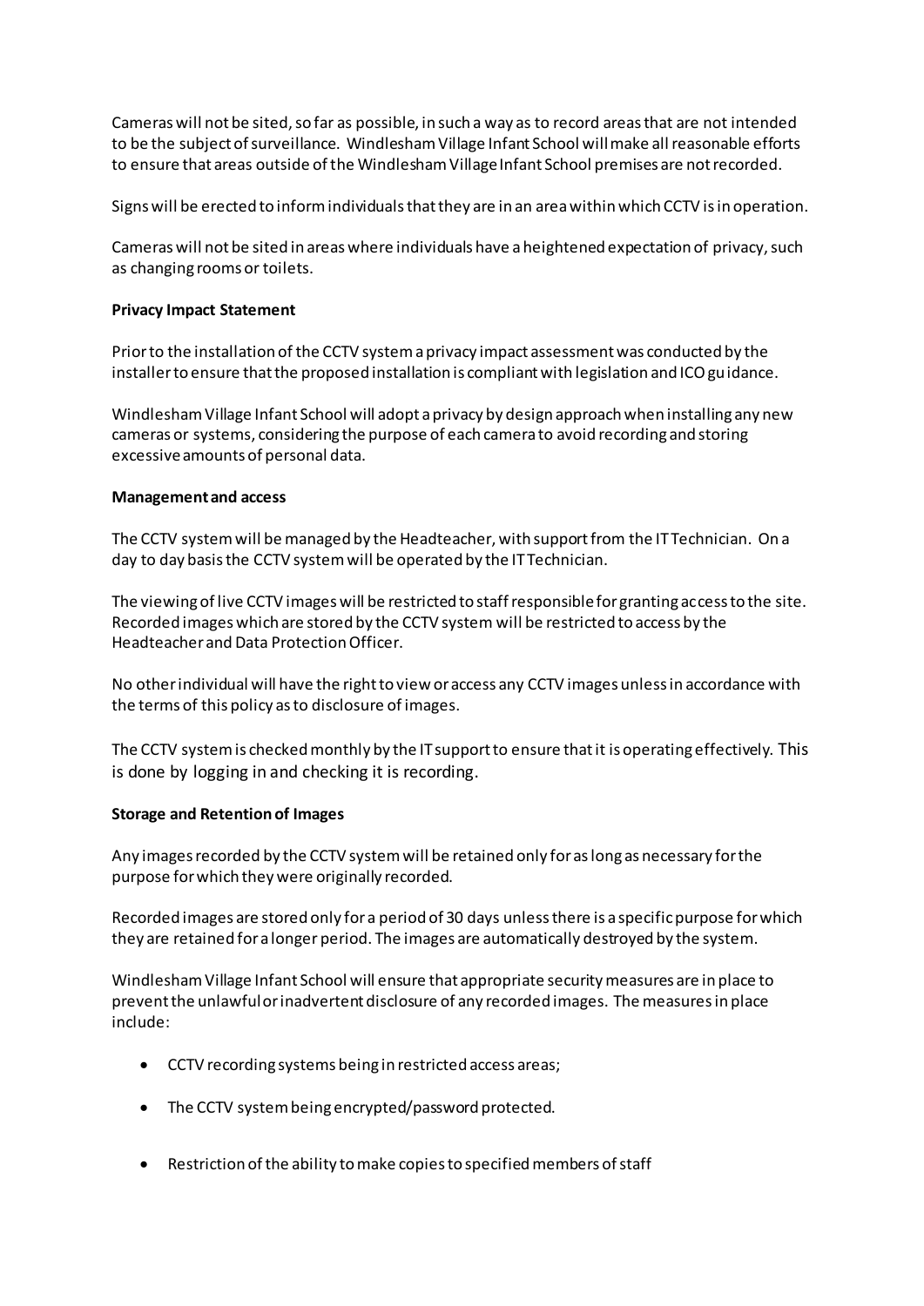Cameras will not be sited, so far as possible, in such a way as to record areas that are not intended to be the subject of surveillance. Windlesham Village Infant School will make all reasonable efforts to ensure that areas outside of the Windlesham Village Infant School premises are not recorded.

Signs will be erected to inform individuals that they are in an area within which CCTV is in operation.

Cameras will not be sited in areas where individuals have a heightened expectation of privacy, such as changing rooms or toilets.

**Privacy Impact Statement**

Prior to the installation of the CCTV system a privacy impact assessment was conducted by the installer to ensure that the proposed installation is compliant with legislation and ICO guidance.

Windlesham Village Infant School will adopt a privacy by design approach when installing any new cameras or systems, considering the purpose of each camera to avoid recording and storing excessive amounts of personal data.

**Management and access**

The CCTV system will be managed by the Headteacher, with support from the IT Technician. On a day to day basis the CCTV system will be operated by the IT Technician.

The viewing of live CCTV images will be restricted to staff responsible for granting access to the site. Recorded images which are stored by the CCTV system will be restricted to access by the Headteacher and Data Protection Officer.

No other individual will have the right to view or access any CCTV images unless in accordance with the terms of this policy as to disclosure of images.

The CCTV system is checked monthly by the IT support to ensure that it is operating effectively. This is done by logging in and checking it is recording.

**Storage and Retention of Images**

Any images recorded by the CCTV system will be retained only for as long as necessary for the purpose for which they were originally recorded.

Recorded images are stored only for a period of 30 days unless there is a specific purpose for which they are retained for a longer period. The images are automatically destroyed by the system.

Windlesham Village Infant School will ensure that appropriate security measures are in place to prevent the unlawful or inadvertent disclosure of any recorded images. The measures in place include:

- CCTV recording systems being in restricted access areas;
- The CCTV system being encrypted/password protected.
- Restriction of the ability to make copies to specified members of staff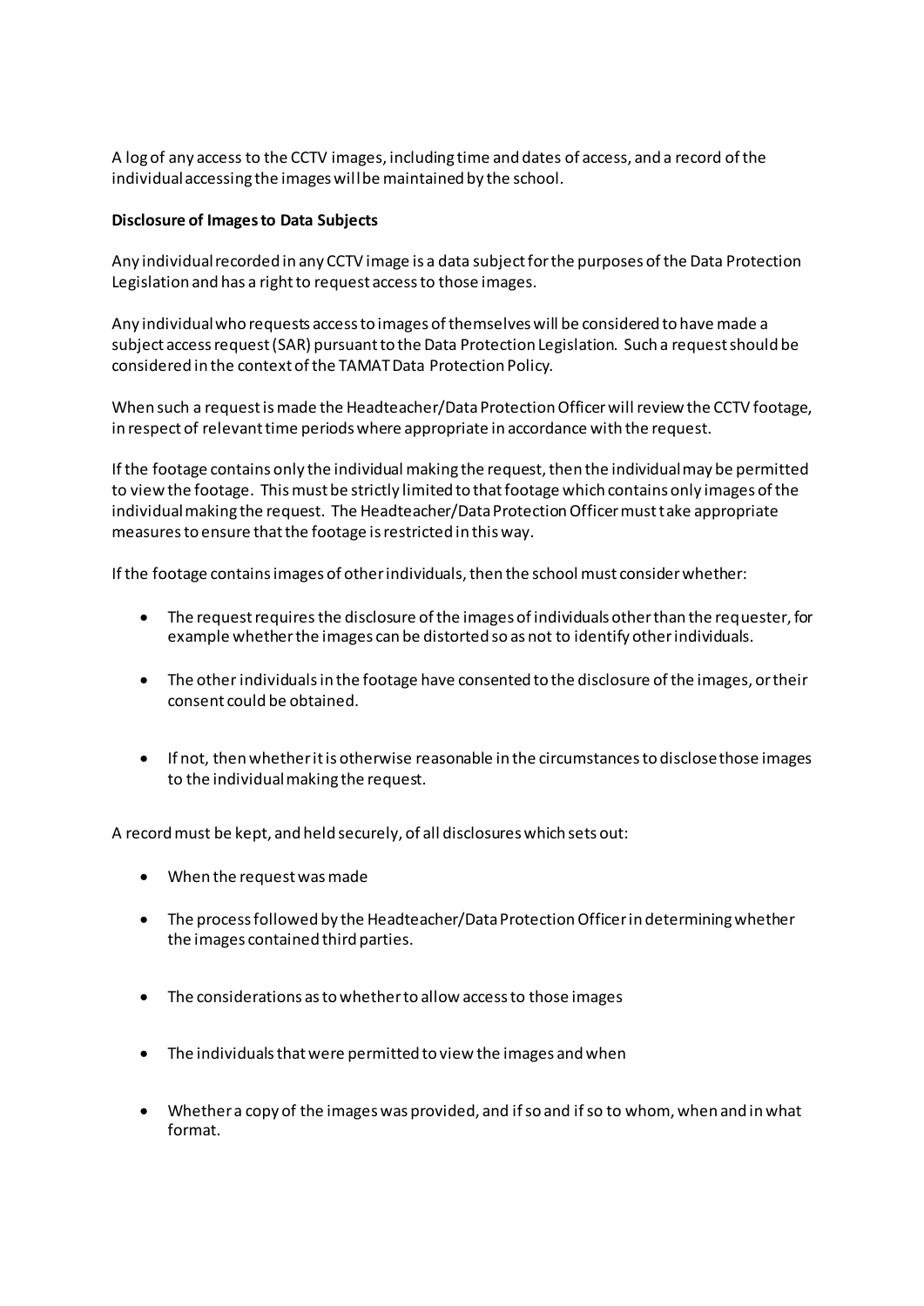A log of any access to the CCTV images, including time and dates of access, and a record of the individual accessing the images will be maintained by the school.

**Disclosure of Images to Data Subjects**

Any individual recorded in any CCTV image is a data subject for the purposes of the Data Protection Legislation and has a right to request access to those images.

Any individual who requests access to images of themselves will be considered to have made a subject access request (SAR) pursuant to the Data Protection Legislation. Such a request should be considered in the context of the TAMAT Data Protection Policy.

When such a request is made the Headteacher/Data Protection Officer will review the CCTV footage, in respect of relevant time periods where appropriate in accordance with the request.

If the footage contains only the individual making the request, then the individual may be permitted to view the footage. This must be strictly limited to that footage which contains only images of the individual making the request. The Headteacher/Data Protection Officer must take appropriate measures to ensure that the footage is restricted in this way.

If the footage contains images of other individuals, then the school must consider whether:

- The request requires the disclosure of the images of individuals other than the requester, for example whether the images can be distorted so as not to identify other individuals.
- The other individuals in the footage have consented to the disclosure of the images, or their consent could be obtained.
- If not, then whether it is otherwise reasonable in the circumstances to disclose those images to the individual making the request.

A record must be kept, and held securely, of all disclosures which sets out:

- When the request was made
- The process followed by the Headteacher/Data Protection Officer in determining whether the images contained third parties.
- The considerations as to whether to allow access to those images
- The individuals that were permitted to view the images and when
- Whether a copy of the images was provided, and if so and if so to whom, when and in what format.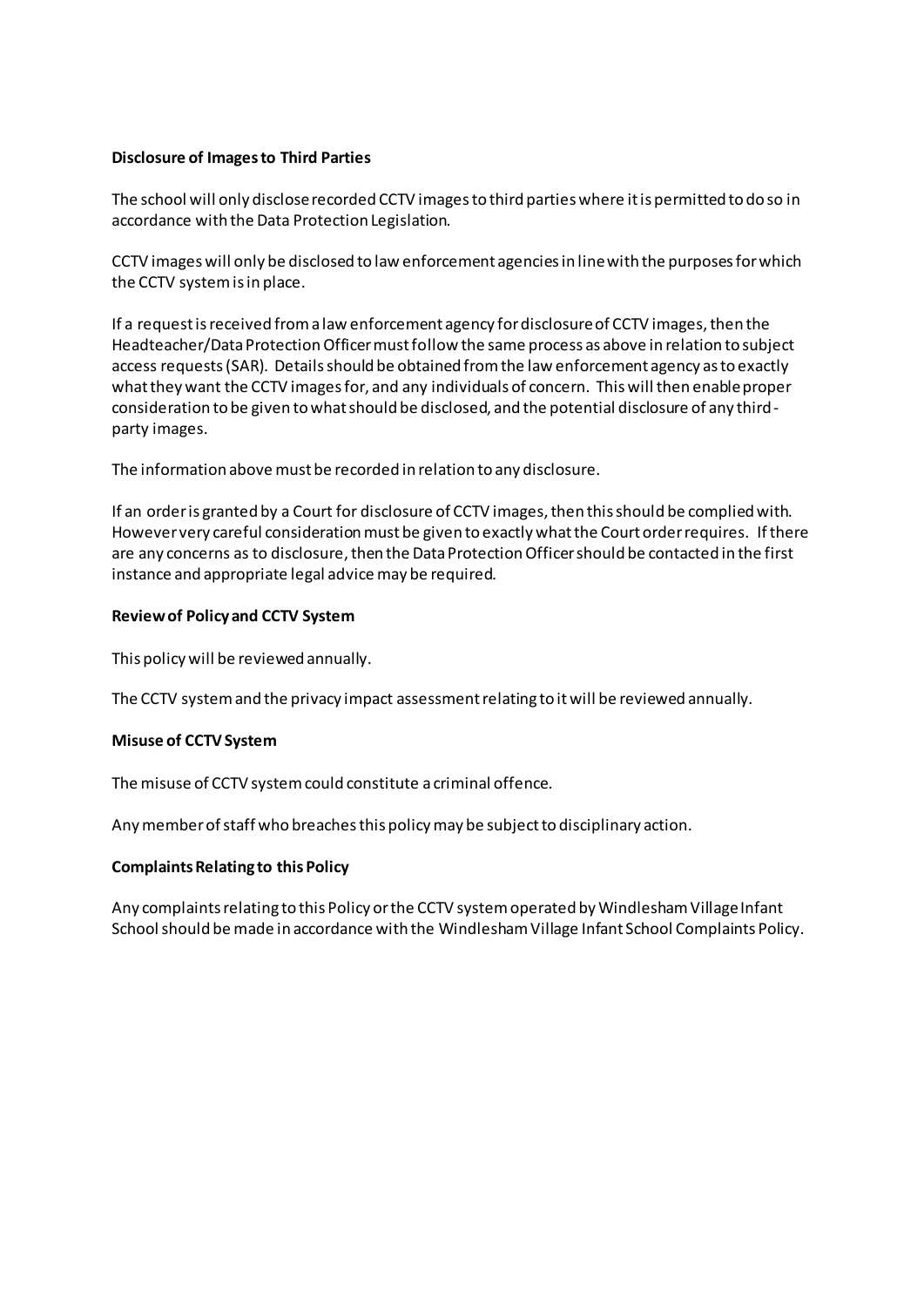**Disclosure of Images to Third Parties**

The school will only disclose recorded CCTV images to third parties where it is permitted to do so in accordance with the Data Protection Legislation.

CCTV images will only be disclosed to law enforcement agencies in line with the purposes for which the CCTV system is in place.

If a request is received from a law enforcement agency for disclosure of CCTV images, then the Headteacher/Data Protection Officer must follow the same process as above in relation to subject access requests (SAR). Details should be obtained from the law enforcement agency as to exactly what they want the CCTV images for, and any individuals of concern. This will then enable proper consideration to be given to what should be disclosed, and the potential disclosure of any third-party images.

The information above must be recorded in relation to any disclosure.

If an order is granted by a Court for disclosure of CCTV images, then this should be complied with. However very careful consideration must be given to exactly what the Court order requires. If there are any concerns as to disclosure, then the Data Protection Officer should be contacted in the first instance and appropriate legal advice may be required.

**Review of Policy and CCTV System**

This policy will be reviewed annually.

The CCTV system and the privacy impact assessment relating to it will be reviewed annually.

**Misuse of CCTV System**

The misuse of CCTV system could constitute a criminal offence.

Any member of staff who breaches this policy may be subject to disciplinary action.

**Complaints Relating to this Policy**

Any complaints relating to this Policy or the CCTV system operated by Windlesham Village Infant School should be made in accordance with the Windlesham Village Infant School Complaints Policy.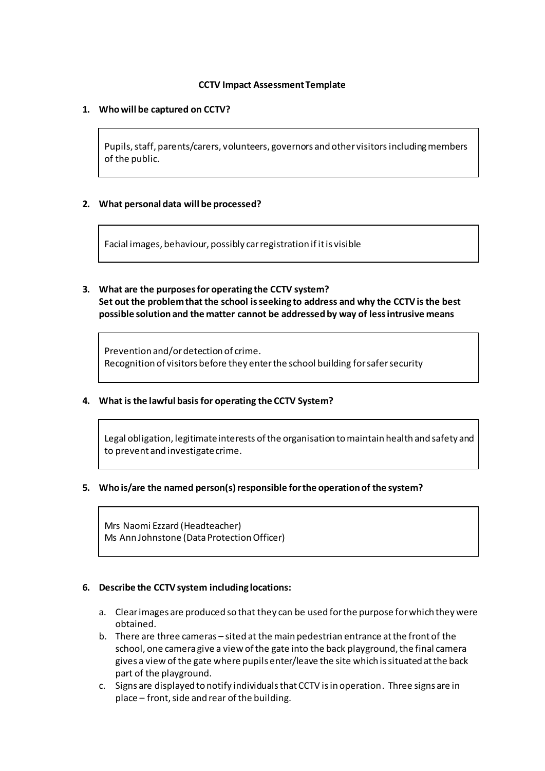**CCTV Impact Assessment Template**

1. **Who will be captured on CCTV?**

   Pupils, staff, parents/carers, volunteers, governors and other visitors including members of the public.

2. **What personal data will be processed?**

   Facial images, behaviour, possibly car registration if it is visible

3. **What are the purposes for operating the CCTV system?**
   **Set out the problem that the school is seeking to address and why the CCTV is the best possible solution and the matter cannot be addressed by way of less intrusive means**

   Prevention and/or detection of crime.
   Recognition of visitors before they enter the school building for safer security

4. **What is the lawful basis for operating the CCTV System?**

   Legal obligation, legitimate interests of the organisation to maintain health and safety and to prevent and investigate crime.

5. **Who is/are the named person(s) responsible for the operation of the system?**

   Mrs Naomi Ezzard (Headteacher)
   Ms Ann Johnstone (Data Protection Officer)

6. **Describe the CCTV system including locations:**

   a. Clear images are produced so that they can be used for the purpose for which they were obtained.
   b. There are three cameras – sited at the main pedestrian entrance at the front of the school, one camera give a view of the gate into the back playground, the final camera gives a view of the gate where pupils enter/leave the site which is situated at the back part of the playground.
   c. Signs are displayed to notify individuals that CCTV is in operation. Three signs are in place – front, side and rear of the building.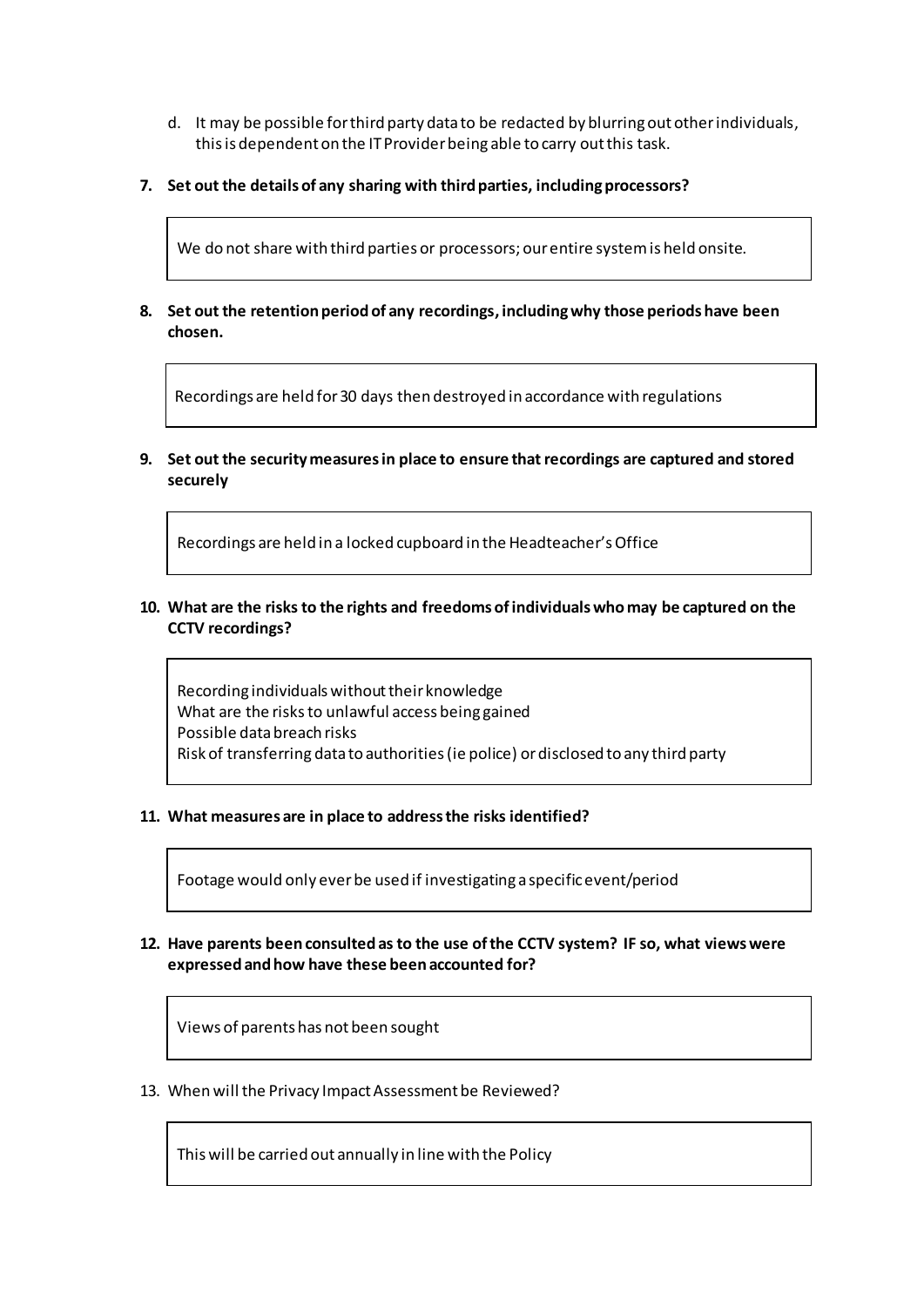d. It may be possible for third party data to be redacted by blurring out other individuals, this is dependent on the IT Provider being able to carry out this task.

**7. Set out the details of any sharing with third parties, including processors?**

> We do not share with third parties or processors; our entire system is held onsite.

**8. Set out the retention period of any recordings, including why those periods have been chosen.**

> Recordings are held for 30 days then destroyed in accordance with regulations

**9. Set out the security measures in place to ensure that recordings are captured and stored securely**

> Recordings are held in a locked cupboard in the Headteacher's Office

**10. What are the risks to the rights and freedoms of individuals who may be captured on the CCTV recordings?**

> Recording individuals without their knowledge
> What are the risks to unlawful access being gained
> Possible data breach risks
> Risk of transferring data to authorities (ie police) or disclosed to any third party

**11. What measures are in place to address the risks identified?**

> Footage would only ever be used if investigating a specific event/period

**12. Have parents been consulted as to the use of the CCTV system? IF so, what views were expressed and how have these been accounted for?**

> Views of parents has not been sought

13. When will the Privacy Impact Assessment be Reviewed?

> This will be carried out annually in line with the Policy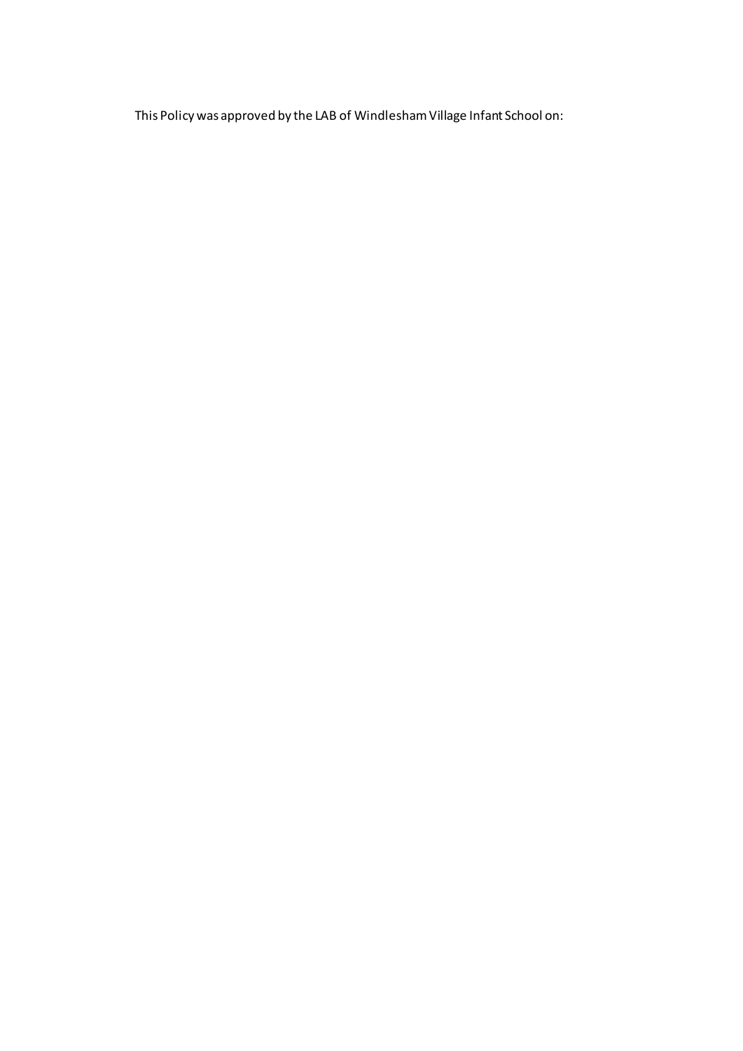This Policy was approved by the LAB of Windlesham Village Infant School on: